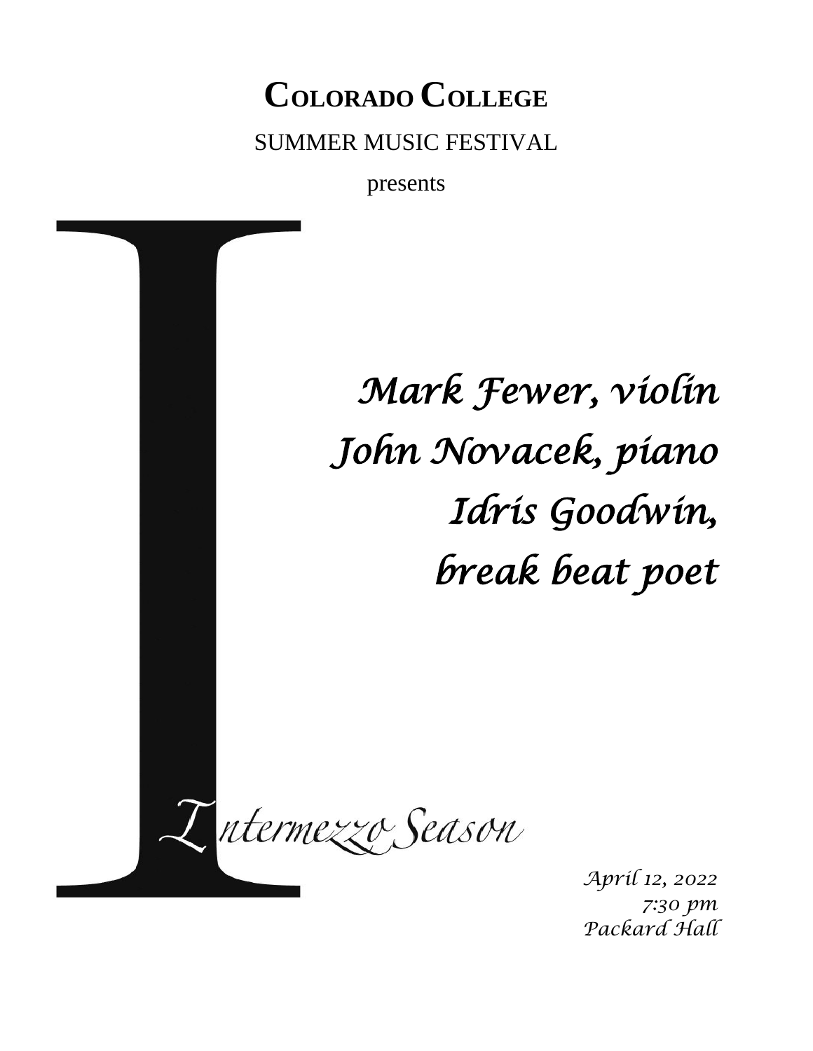# COLORADO COLLEGE

SUMMER MUSIC FESTIVAL

presents

*Mark Fewer, violin*

*John Novacek, piano*

*Idris Goodwin,*

*break beat poet*

Intermezzo Season

*April 12, 2022*

*7:30 pm*

*Packard Hall*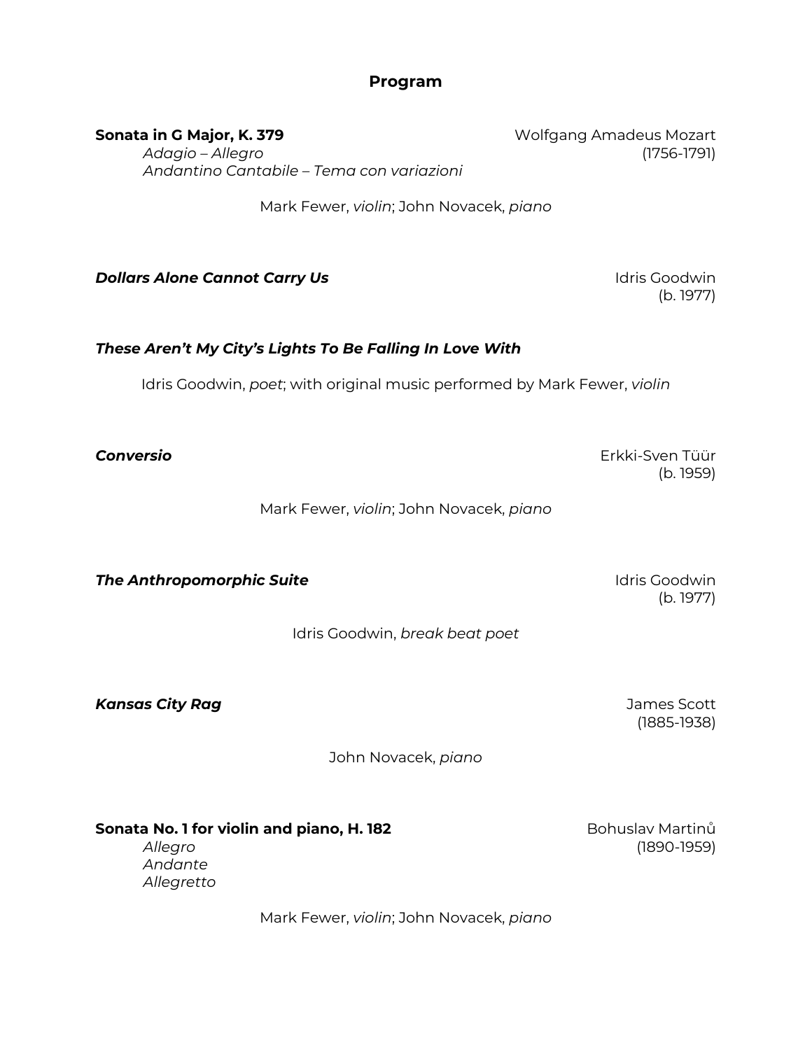## Program

**Sonata in G Major, K. 379** — Wolfgang Amadeus Mozart (1756-1791)

*Adagio – Allegro*
*Andantino Cantabile – Tema con variazioni*

Mark Fewer, *violin*; John Novacek, *piano*

***Dollars Alone Cannot Carry Us*** — Idris Goodwin (b. 1977)

***These Aren't My City's Lights To Be Falling In Love With***

Idris Goodwin, *poet*; with original music performed by Mark Fewer, *violin*

***Conversio*** — Erkki-Sven Tüür (b. 1959)

Mark Fewer, *violin*; John Novacek, *piano*

***The Anthropomorphic Suite*** — Idris Goodwin (b. 1977)

Idris Goodwin, *break beat poet*

***Kansas City Rag*** — James Scott (1885-1938)

John Novacek, *piano*

**Sonata No. 1 for violin and piano, H. 182** — Bohuslav Martinů (1890-1959)

*Allegro*
*Andante*
*Allegretto*

Mark Fewer, *violin*; John Novacek, *piano*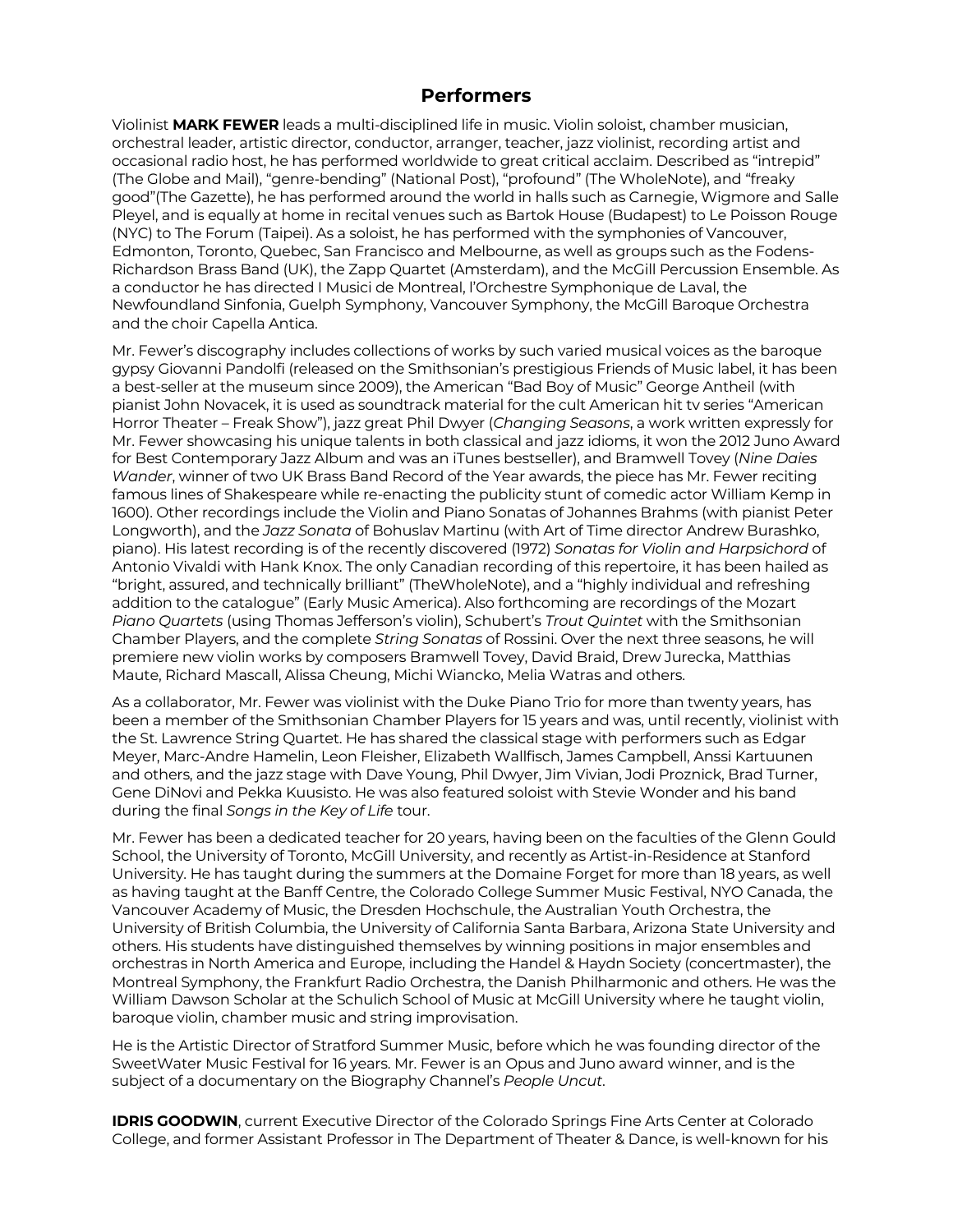## Performers

Violinist **MARK FEWER** leads a multi-disciplined life in music. Violin soloist, chamber musician, orchestral leader, artistic director, conductor, arranger, teacher, jazz violinist, recording artist and occasional radio host, he has performed worldwide to great critical acclaim. Described as "intrepid" (The Globe and Mail), "genre-bending" (National Post), "profound" (The WholeNote), and "freaky good"(The Gazette), he has performed around the world in halls such as Carnegie, Wigmore and Salle Pleyel, and is equally at home in recital venues such as Bartok House (Budapest) to Le Poisson Rouge (NYC) to The Forum (Taipei). As a soloist, he has performed with the symphonies of Vancouver, Edmonton, Toronto, Quebec, San Francisco and Melbourne, as well as groups such as the Fodens-Richardson Brass Band (UK), the Zapp Quartet (Amsterdam), and the McGill Percussion Ensemble. As a conductor he has directed I Musici de Montreal, l'Orchestre Symphonique de Laval, the Newfoundland Sinfonia, Guelph Symphony, Vancouver Symphony, the McGill Baroque Orchestra and the choir Capella Antica.

Mr. Fewer's discography includes collections of works by such varied musical voices as the baroque gypsy Giovanni Pandolfi (released on the Smithsonian's prestigious Friends of Music label, it has been a best-seller at the museum since 2009), the American "Bad Boy of Music" George Antheil (with pianist John Novacek, it is used as soundtrack material for the cult American hit tv series "American Horror Theater – Freak Show"), jazz great Phil Dwyer (*Changing Seasons*, a work written expressly for Mr. Fewer showcasing his unique talents in both classical and jazz idioms, it won the 2012 Juno Award for Best Contemporary Jazz Album and was an iTunes bestseller), and Bramwell Tovey (*Nine Daies Wander*, winner of two UK Brass Band Record of the Year awards, the piece has Mr. Fewer reciting famous lines of Shakespeare while re-enacting the publicity stunt of comedic actor William Kemp in 1600). Other recordings include the Violin and Piano Sonatas of Johannes Brahms (with pianist Peter Longworth), and the *Jazz Sonata* of Bohuslav Martinu (with Art of Time director Andrew Burashko, piano). His latest recording is of the recently discovered (1972) *Sonatas for Violin and Harpsichord* of Antonio Vivaldi with Hank Knox. The only Canadian recording of this repertoire, it has been hailed as "bright, assured, and technically brilliant" (TheWholeNote), and a "highly individual and refreshing addition to the catalogue" (Early Music America). Also forthcoming are recordings of the Mozart *Piano Quartets* (using Thomas Jefferson's violin), Schubert's *Trout Quintet* with the Smithsonian Chamber Players, and the complete *String Sonatas* of Rossini. Over the next three seasons, he will premiere new violin works by composers Bramwell Tovey, David Braid, Drew Jurecka, Matthias Maute, Richard Mascall, Alissa Cheung, Michi Wiancko, Melia Watras and others.

As a collaborator, Mr. Fewer was violinist with the Duke Piano Trio for more than twenty years, has been a member of the Smithsonian Chamber Players for 15 years and was, until recently, violinist with the St. Lawrence String Quartet. He has shared the classical stage with performers such as Edgar Meyer, Marc-Andre Hamelin, Leon Fleisher, Elizabeth Wallfisch, James Campbell, Anssi Kartuunen and others, and the jazz stage with Dave Young, Phil Dwyer, Jim Vivian, Jodi Proznick, Brad Turner, Gene DiNovi and Pekka Kuusisto. He was also featured soloist with Stevie Wonder and his band during the final *Songs in the Key of Life* tour.

Mr. Fewer has been a dedicated teacher for 20 years, having been on the faculties of the Glenn Gould School, the University of Toronto, McGill University, and recently as Artist-in-Residence at Stanford University. He has taught during the summers at the Domaine Forget for more than 18 years, as well as having taught at the Banff Centre, the Colorado College Summer Music Festival, NYO Canada, the Vancouver Academy of Music, the Dresden Hochschule, the Australian Youth Orchestra, the University of British Columbia, the University of California Santa Barbara, Arizona State University and others. His students have distinguished themselves by winning positions in major ensembles and orchestras in North America and Europe, including the Handel & Haydn Society (concertmaster), the Montreal Symphony, the Frankfurt Radio Orchestra, the Danish Philharmonic and others. He was the William Dawson Scholar at the Schulich School of Music at McGill University where he taught violin, baroque violin, chamber music and string improvisation.

He is the Artistic Director of Stratford Summer Music, before which he was founding director of the SweetWater Music Festival for 16 years. Mr. Fewer is an Opus and Juno award winner, and is the subject of a documentary on the Biography Channel's *People Uncut*.

**IDRIS GOODWIN**, current Executive Director of the Colorado Springs Fine Arts Center at Colorado College, and former Assistant Professor in The Department of Theater & Dance, is well-known for his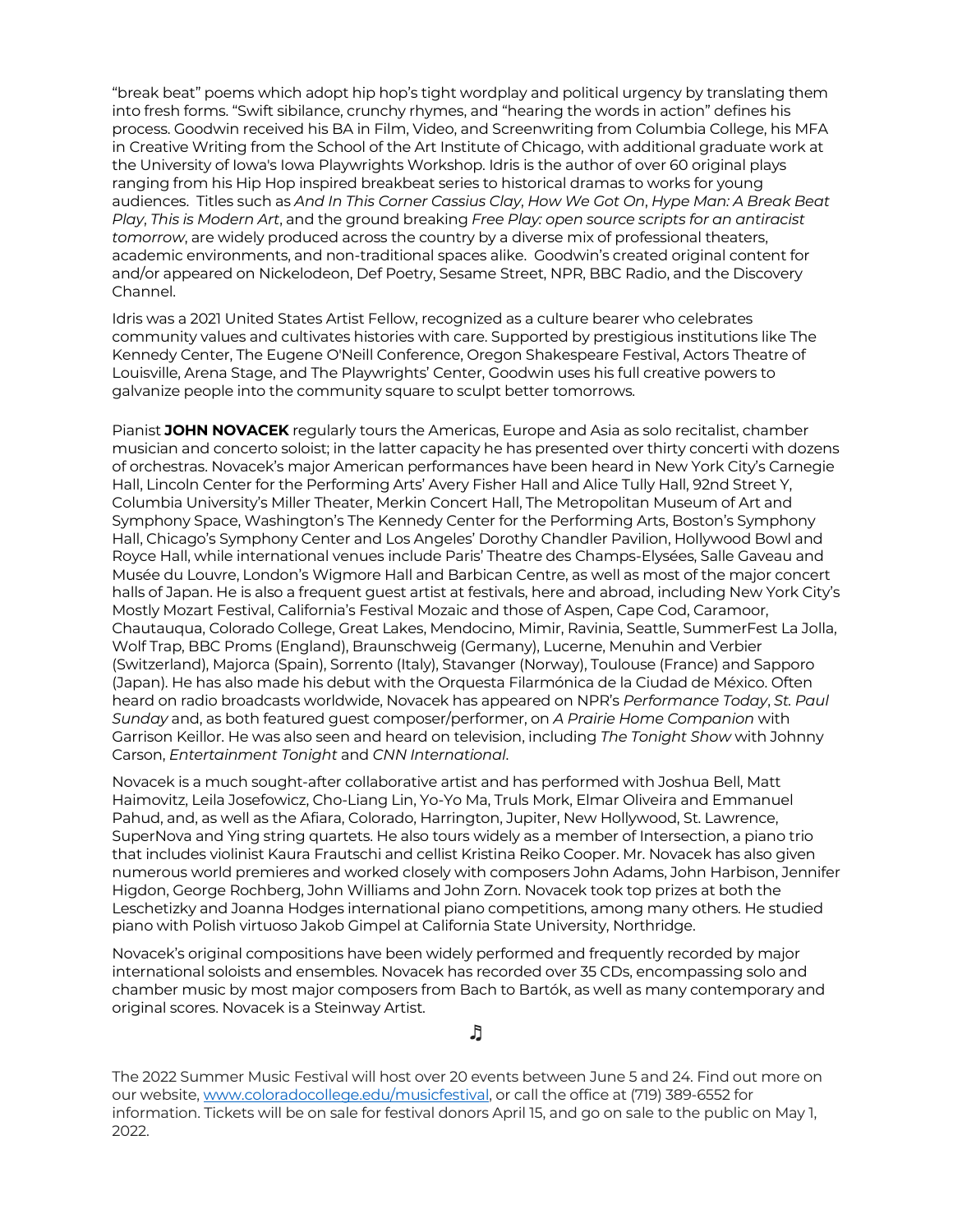"break beat" poems which adopt hip hop's tight wordplay and political urgency by translating them into fresh forms. "Swift sibilance, crunchy rhymes, and "hearing the words in action" defines his process. Goodwin received his BA in Film, Video, and Screenwriting from Columbia College, his MFA in Creative Writing from the School of the Art Institute of Chicago, with additional graduate work at the University of Iowa's Iowa Playwrights Workshop. Idris is the author of over 60 original plays ranging from his Hip Hop inspired breakbeat series to historical dramas to works for young audiences. Titles such as *And In This Corner Cassius Clay*, *How We Got On*, *Hype Man: A Break Beat Play*, *This is Modern Art*, and the ground breaking *Free Play: open source scripts for an antiracist tomorrow*, are widely produced across the country by a diverse mix of professional theaters, academic environments, and non-traditional spaces alike. Goodwin's created original content for and/or appeared on Nickelodeon, Def Poetry, Sesame Street, NPR, BBC Radio, and the Discovery Channel.

Idris was a 2021 United States Artist Fellow, recognized as a culture bearer who celebrates community values and cultivates histories with care. Supported by prestigious institutions like The Kennedy Center, The Eugene O'Neill Conference, Oregon Shakespeare Festival, Actors Theatre of Louisville, Arena Stage, and The Playwrights' Center, Goodwin uses his full creative powers to galvanize people into the community square to sculpt better tomorrows.

Pianist **JOHN NOVACEK** regularly tours the Americas, Europe and Asia as solo recitalist, chamber musician and concerto soloist; in the latter capacity he has presented over thirty concerti with dozens of orchestras. Novacek's major American performances have been heard in New York City's Carnegie Hall, Lincoln Center for the Performing Arts' Avery Fisher Hall and Alice Tully Hall, 92nd Street Y, Columbia University's Miller Theater, Merkin Concert Hall, The Metropolitan Museum of Art and Symphony Space, Washington's The Kennedy Center for the Performing Arts, Boston's Symphony Hall, Chicago's Symphony Center and Los Angeles' Dorothy Chandler Pavilion, Hollywood Bowl and Royce Hall, while international venues include Paris' Theatre des Champs-Elysées, Salle Gaveau and Musée du Louvre, London's Wigmore Hall and Barbican Centre, as well as most of the major concert halls of Japan. He is also a frequent guest artist at festivals, here and abroad, including New York City's Mostly Mozart Festival, California's Festival Mozaic and those of Aspen, Cape Cod, Caramoor, Chautauqua, Colorado College, Great Lakes, Mendocino, Mimir, Ravinia, Seattle, SummerFest La Jolla, Wolf Trap, BBC Proms (England), Braunschweig (Germany), Lucerne, Menuhin and Verbier (Switzerland), Majorca (Spain), Sorrento (Italy), Stavanger (Norway), Toulouse (France) and Sapporo (Japan). He has also made his debut with the Orquesta Filarmónica de la Ciudad de México. Often heard on radio broadcasts worldwide, Novacek has appeared on NPR's *Performance Today*, *St. Paul Sunday* and, as both featured guest composer/performer, on *A Prairie Home Companion* with Garrison Keillor. He was also seen and heard on television, including *The Tonight Show* with Johnny Carson, *Entertainment Tonight* and *CNN International*.

Novacek is a much sought-after collaborative artist and has performed with Joshua Bell, Matt Haimovitz, Leila Josefowicz, Cho-Liang Lin, Yo-Yo Ma, Truls Mork, Elmar Oliveira and Emmanuel Pahud, and, as well as the Afiara, Colorado, Harrington, Jupiter, New Hollywood, St. Lawrence, SuperNova and Ying string quartets. He also tours widely as a member of Intersection, a piano trio that includes violinist Kaura Frautschi and cellist Kristina Reiko Cooper. Mr. Novacek has also given numerous world premieres and worked closely with composers John Adams, John Harbison, Jennifer Higdon, George Rochberg, John Williams and John Zorn. Novacek took top prizes at both the Leschetizky and Joanna Hodges international piano competitions, among many others. He studied piano with Polish virtuoso Jakob Gimpel at California State University, Northridge.

Novacek's original compositions have been widely performed and frequently recorded by major international soloists and ensembles. Novacek has recorded over 35 CDs, encompassing solo and chamber music by most major composers from Bach to Bartók, as well as many contemporary and original scores. Novacek is a Steinway Artist.

♫

The 2022 Summer Music Festival will host over 20 events between June 5 and 24. Find out more on our website, [www.coloradocollege.edu/musicfestival](www.coloradocollege.edu/musicfestival), or call the office at (719) 389-6552 for information. Tickets will be on sale for festival donors April 15, and go on sale to the public on May 1, 2022.